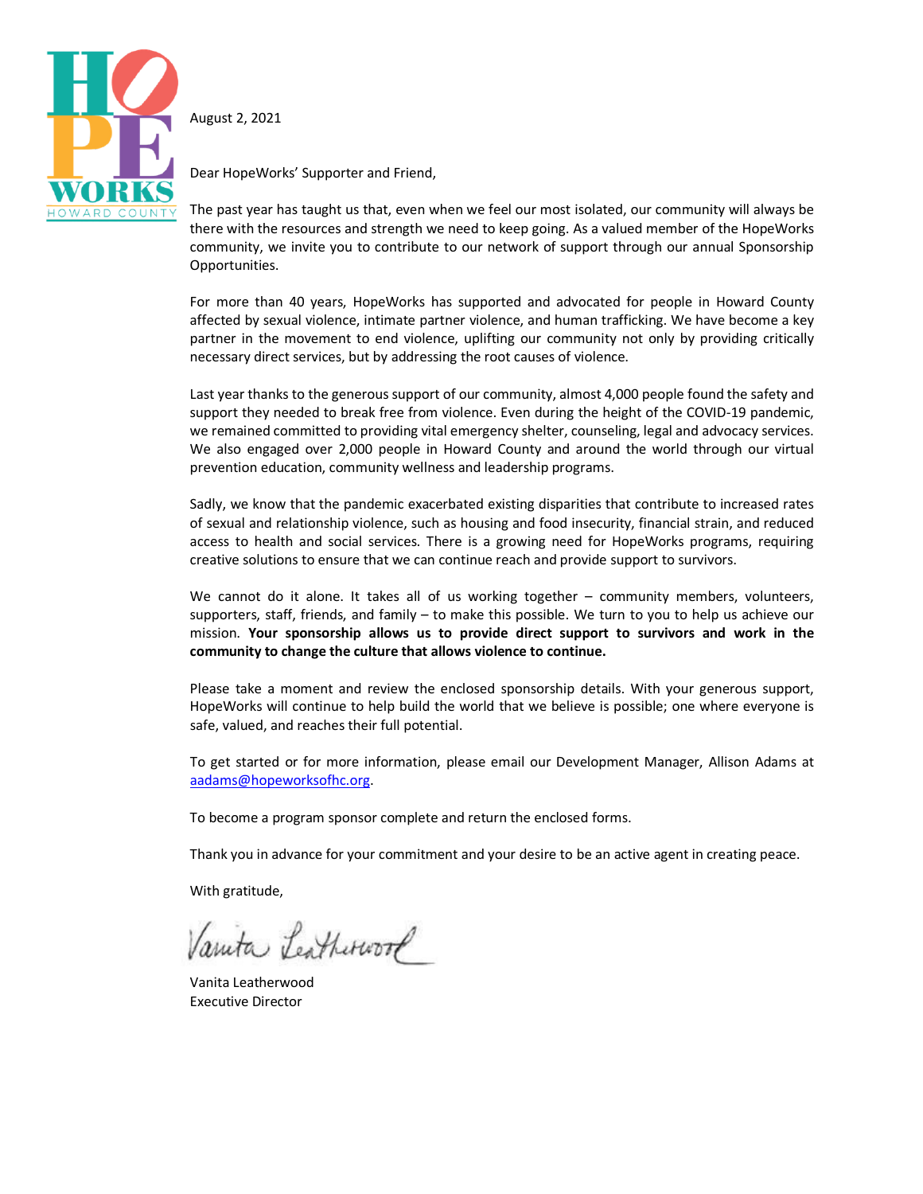HOPE WORKS
HOWARD COUNTY

August 2, 2021

Dear HopeWorks' Supporter and Friend,

The past year has taught us that, even when we feel our most isolated, our community will always be there with the resources and strength we need to keep going. As a valued member of the HopeWorks community, we invite you to contribute to our network of support through our annual Sponsorship Opportunities.

For more than 40 years, HopeWorks has supported and advocated for people in Howard County affected by sexual violence, intimate partner violence, and human trafficking. We have become a key partner in the movement to end violence, uplifting our community not only by providing critically necessary direct services, but by addressing the root causes of violence.

Last year thanks to the generous support of our community, almost 4,000 people found the safety and support they needed to break free from violence. Even during the height of the COVID-19 pandemic, we remained committed to providing vital emergency shelter, counseling, legal and advocacy services. We also engaged over 2,000 people in Howard County and around the world through our virtual prevention education, community wellness and leadership programs.

Sadly, we know that the pandemic exacerbated existing disparities that contribute to increased rates of sexual and relationship violence, such as housing and food insecurity, financial strain, and reduced access to health and social services. There is a growing need for HopeWorks programs, requiring creative solutions to ensure that we can continue reach and provide support to survivors.

We cannot do it alone. It takes all of us working together – community members, volunteers, supporters, staff, friends, and family – to make this possible. We turn to you to help us achieve our mission. **Your sponsorship allows us to provide direct support to survivors and work in the community to change the culture that allows violence to continue.**

Please take a moment and review the enclosed sponsorship details. With your generous support, HopeWorks will continue to help build the world that we believe is possible; one where everyone is safe, valued, and reaches their full potential.

To get started or for more information, please email our Development Manager, Allison Adams at aadams@hopeworksofhc.org.

To become a program sponsor complete and return the enclosed forms.

Thank you in advance for your commitment and your desire to be an active agent in creating peace.

With gratitude,

Vanita Leatherwood

Vanita Leatherwood
Executive Director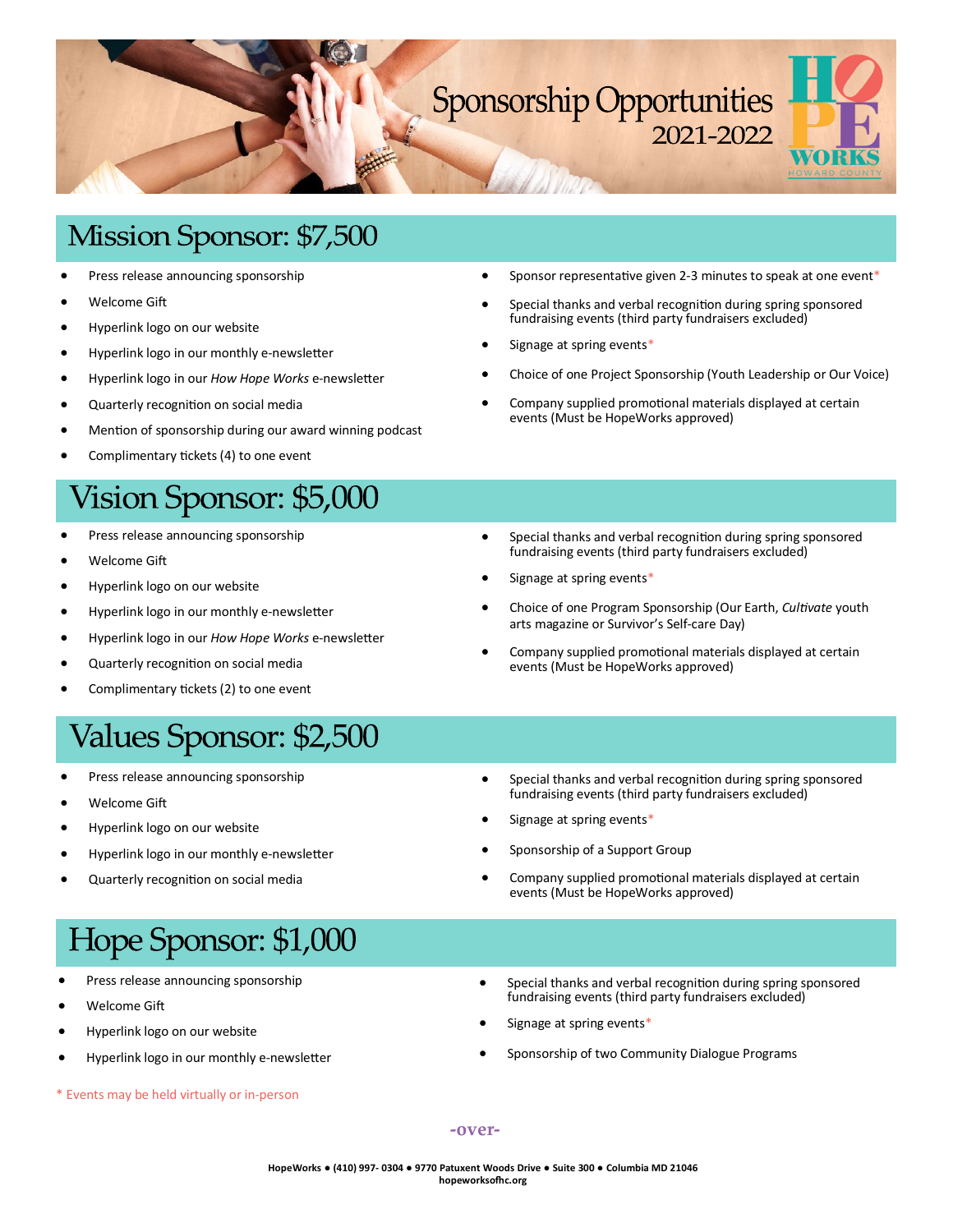# Sponsorship Opportunities 2021-2022

## Mission Sponsor: $7,500

- Press release announcing sponsorship
- Welcome Gift
- Hyperlink logo on our website
- Hyperlink logo in our monthly e-newsletter
- Hyperlink logo in our *How Hope Works* e-newsletter
- Quarterly recognition on social media
- Mention of sponsorship during our award winning podcast
- Complimentary tickets (4) to one event
- Sponsor representative given 2-3 minutes to speak at one event*
- Special thanks and verbal recognition during spring sponsored fundraising events (third party fundraisers excluded)
- Signage at spring events*
- Choice of one Project Sponsorship (Youth Leadership or Our Voice)
- Company supplied promotional materials displayed at certain events (Must be HopeWorks approved)

## Vision Sponsor: $5,000

- Press release announcing sponsorship
- Welcome Gift
- Hyperlink logo on our website
- Hyperlink logo in our monthly e-newsletter
- Hyperlink logo in our *How Hope Works* e-newsletter
- Quarterly recognition on social media
- Complimentary tickets (2) to one event
- Special thanks and verbal recognition during spring sponsored fundraising events (third party fundraisers excluded)
- Signage at spring events*
- Choice of one Program Sponsorship (Our Earth, *Cultivate* youth arts magazine or Survivor's Self-care Day)
- Company supplied promotional materials displayed at certain events (Must be HopeWorks approved)

## Values Sponsor: $2,500

- Press release announcing sponsorship
- Welcome Gift
- Hyperlink logo on our website
- Hyperlink logo in our monthly e-newsletter
- Quarterly recognition on social media
- Special thanks and verbal recognition during spring sponsored fundraising events (third party fundraisers excluded)
- Signage at spring events*
- Sponsorship of a Support Group
- Company supplied promotional materials displayed at certain events (Must be HopeWorks approved)

## Hope Sponsor: $1,000

- Press release announcing sponsorship
- Welcome Gift
- Hyperlink logo on our website
- Hyperlink logo in our monthly e-newsletter
- Special thanks and verbal recognition during spring sponsored fundraising events (third party fundraisers excluded)
- Signage at spring events*
- Sponsorship of two Community Dialogue Programs

\* Events may be held virtually or in-person

-over-

**HopeWorks ● (410) 997- 0304 ● 9770 Patuxent Woods Drive ● Suite 300 ● Columbia MD 21046**
**hopeworksofhc.org**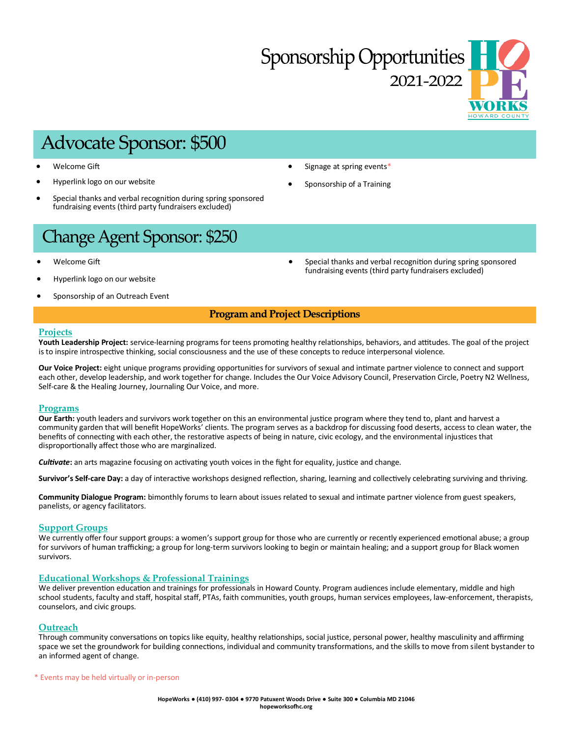# Sponsorship Opportunities 2021-2022

## Advocate Sponsor: $500

- Welcome Gift
- Hyperlink logo on our website
- Special thanks and verbal recognition during spring sponsored fundraising events (third party fundraisers excluded)
- Signage at spring events*
- Sponsorship of a Training

## Change Agent Sponsor: $250

- Welcome Gift
- Hyperlink logo on our website
- Sponsorship of an Outreach Event
- Special thanks and verbal recognition during spring sponsored fundraising events (third party fundraisers excluded)

## Program and Project Descriptions

### Projects

**Youth Leadership Project:** service-learning programs for teens promoting healthy relationships, behaviors, and attitudes. The goal of the project is to inspire introspective thinking, social consciousness and the use of these concepts to reduce interpersonal violence.

**Our Voice Project:** eight unique programs providing opportunities for survivors of sexual and intimate partner violence to connect and support each other, develop leadership, and work together for change. Includes the Our Voice Advisory Council, Preservation Circle, Poetry N2 Wellness, Self-care & the Healing Journey, Journaling Our Voice, and more.

### Programs

**Our Earth:** youth leaders and survivors work together on this an environmental justice program where they tend to, plant and harvest a community garden that will benefit HopeWorks' clients. The program serves as a backdrop for discussing food deserts, access to clean water, the benefits of connecting with each other, the restorative aspects of being in nature, civic ecology, and the environmental injustices that disproportionally affect those who are marginalized.

***Cultivate*:** an arts magazine focusing on activating youth voices in the fight for equality, justice and change.

**Survivor's Self-care Day:** a day of interactive workshops designed reflection, sharing, learning and collectively celebrating surviving and thriving.

**Community Dialogue Program:** bimonthly forums to learn about issues related to sexual and intimate partner violence from guest speakers, panelists, or agency facilitators.

### Support Groups

We currently offer four support groups: a women's support group for those who are currently or recently experienced emotional abuse; a group for survivors of human trafficking; a group for long-term survivors looking to begin or maintain healing; and a support group for Black women survivors.

### Educational Workshops & Professional Trainings

We deliver prevention education and trainings for professionals in Howard County. Program audiences include elementary, middle and high school students, faculty and staff, hospital staff, PTAs, faith communities, youth groups, human services employees, law-enforcement, therapists, counselors, and civic groups.

### Outreach

Through community conversations on topics like equity, healthy relationships, social justice, personal power, healthy masculinity and affirming space we set the groundwork for building connections, individual and community transformations, and the skills to move from silent bystander to an informed agent of change.

* Events may be held virtually or in-person

**HopeWorks • (410) 997- 0304 • 9770 Patuxent Woods Drive • Suite 300 • Columbia MD 21046**
**hopeworksofhc.org**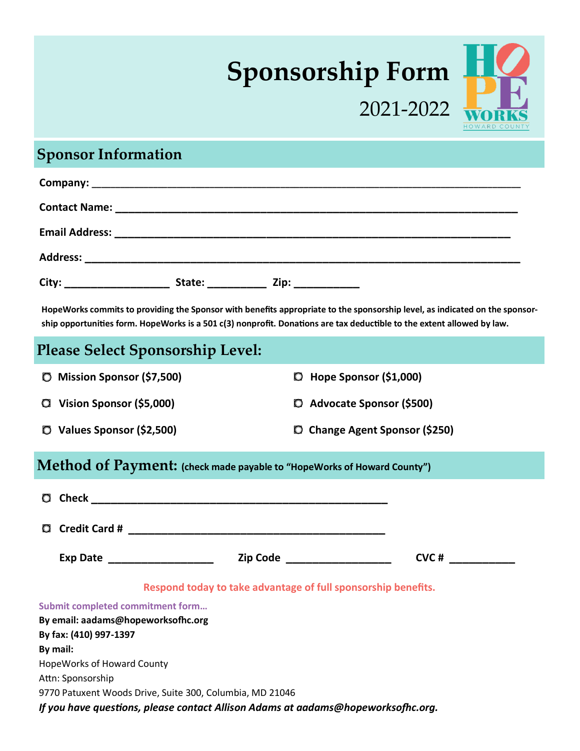# Sponsorship Form

2021-2022

HOPE WORKS HOWARD COUNTY

## Sponsor Information

**Company:** ______________________________________________________________

**Contact Name:** __________________________________________________________

**Email Address:** _________________________________________________________

**Address:** _______________________________________________________________

**City:** ________________ **State:** _________ **Zip:** __________

**HopeWorks commits to providing the Sponsor with benefits appropriate to the sponsorship level, as indicated on the sponsorship opportunities form. HopeWorks is a 501 c(3) nonprofit. Donations are tax deductible to the extent allowed by law.**

## Please Select Sponsorship Level:

- ○ **Mission Sponsor ($7,500)**
- ○ **Vision Sponsor ($5,000)**
- ○ **Values Sponsor ($2,500)**
- ○ **Hope Sponsor ($1,000)**
- ○ **Advocate Sponsor ($500)**
- ○ **Change Agent Sponsor ($250)**

## Method of Payment: (check made payable to "HopeWorks of Howard County")

○ **Check** ____________________________________________

○ **Credit Card #** ____________________________________

**Exp Date** ________________ **Zip Code** ________________ **CVC #** __________

**Respond today to take advantage of full sponsorship benefits.**

**Submit completed commitment form…**

**By email: aadams@hopeworksofhc.org**

**By fax: (410) 997-1397**

**By mail:**

HopeWorks of Howard County

Attn: Sponsorship

9770 Patuxent Woods Drive, Suite 300, Columbia, MD 21046

***If you have questions, please contact Allison Adams at aadams@hopeworksofhc.org.***